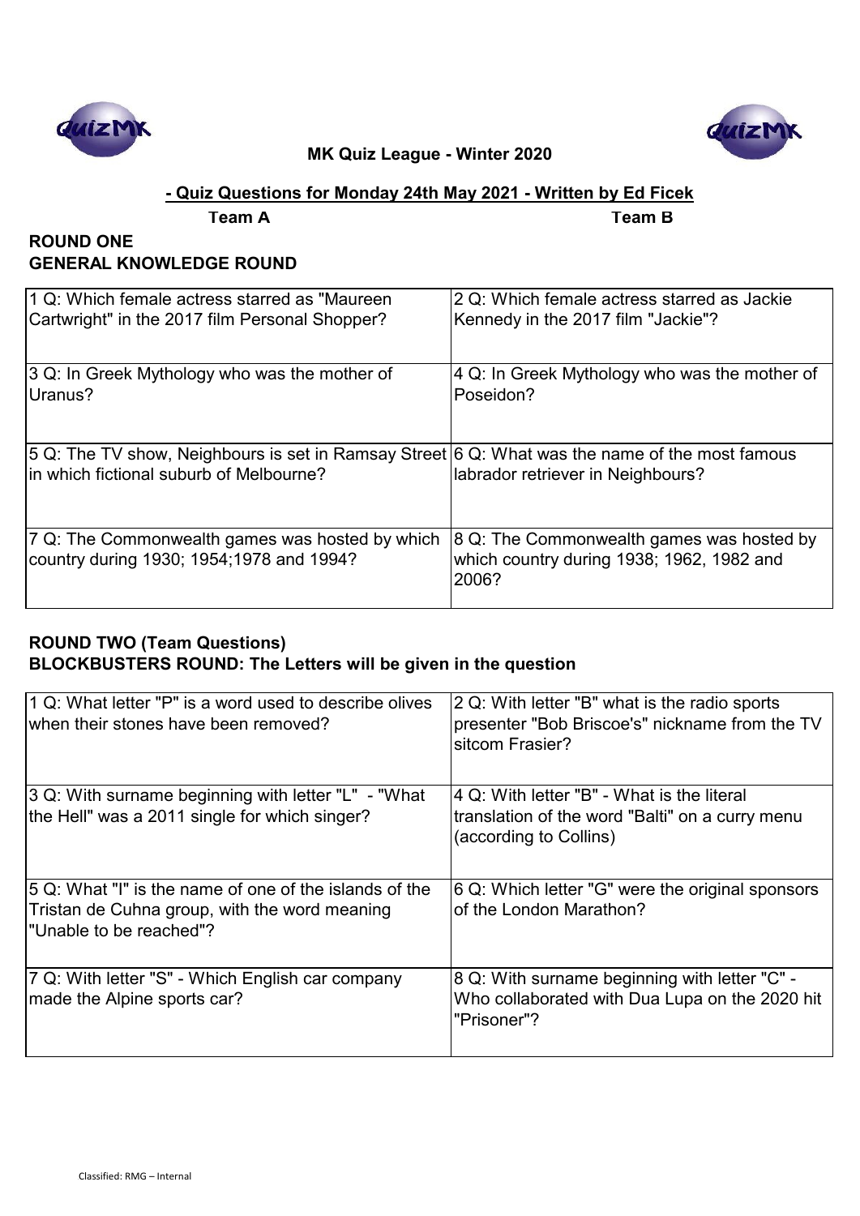**MK Quiz League - Winter 2020**

**- Quiz Questions for Monday 24th May 2021 - Written by Ed Ficek**

**Team A** **Team B**

## ROUND ONE
## GENERAL KNOWLEDGE ROUND

| Team A | Team B |
|---|---|
| 1 Q: Which female actress starred as "Maureen Cartwright" in the 2017 film Personal Shopper? | 2 Q: Which female actress starred as Jackie Kennedy in the 2017 film "Jackie"? |
| 3 Q: In Greek Mythology who was the mother of Uranus? | 4 Q: In Greek Mythology who was the mother of Poseidon? |
| 5 Q: The TV show, Neighbours is set in Ramsay Street in which fictional suburb of Melbourne? | 6 Q: What was the name of the most famous labrador retriever in Neighbours? |
| 7 Q: The Commonwealth games was hosted by which country during 1930; 1954;1978 and 1994? | 8 Q: The Commonwealth games was hosted by which country during 1938; 1962, 1982 and 2006? |

## ROUND TWO (Team Questions)
## BLOCKBUSTERS ROUND: The Letters will be given in the question

| Team A | Team B |
|---|---|
| 1 Q: What letter "P" is a word used to describe olives when their stones have been removed? | 2 Q: With letter "B" what is the radio sports presenter "Bob Briscoe's" nickname from the TV sitcom Frasier? |
| 3 Q: With surname beginning with letter "L" - "What the Hell" was a 2011 single for which singer? | 4 Q: With letter "B" - What is the literal translation of the word "Balti" on a curry menu (according to Collins) |
| 5 Q: What "I" is the name of one of the islands of the Tristan de Cuhna group, with the word meaning "Unable to be reached"? | 6 Q: Which letter "G" were the original sponsors of the London Marathon? |
| 7 Q: With letter "S" - Which English car company made the Alpine sports car? | 8 Q: With surname beginning with letter "C" - Who collaborated with Dua Lupa on the 2020 hit "Prisoner"? |

Classified: RMG – Internal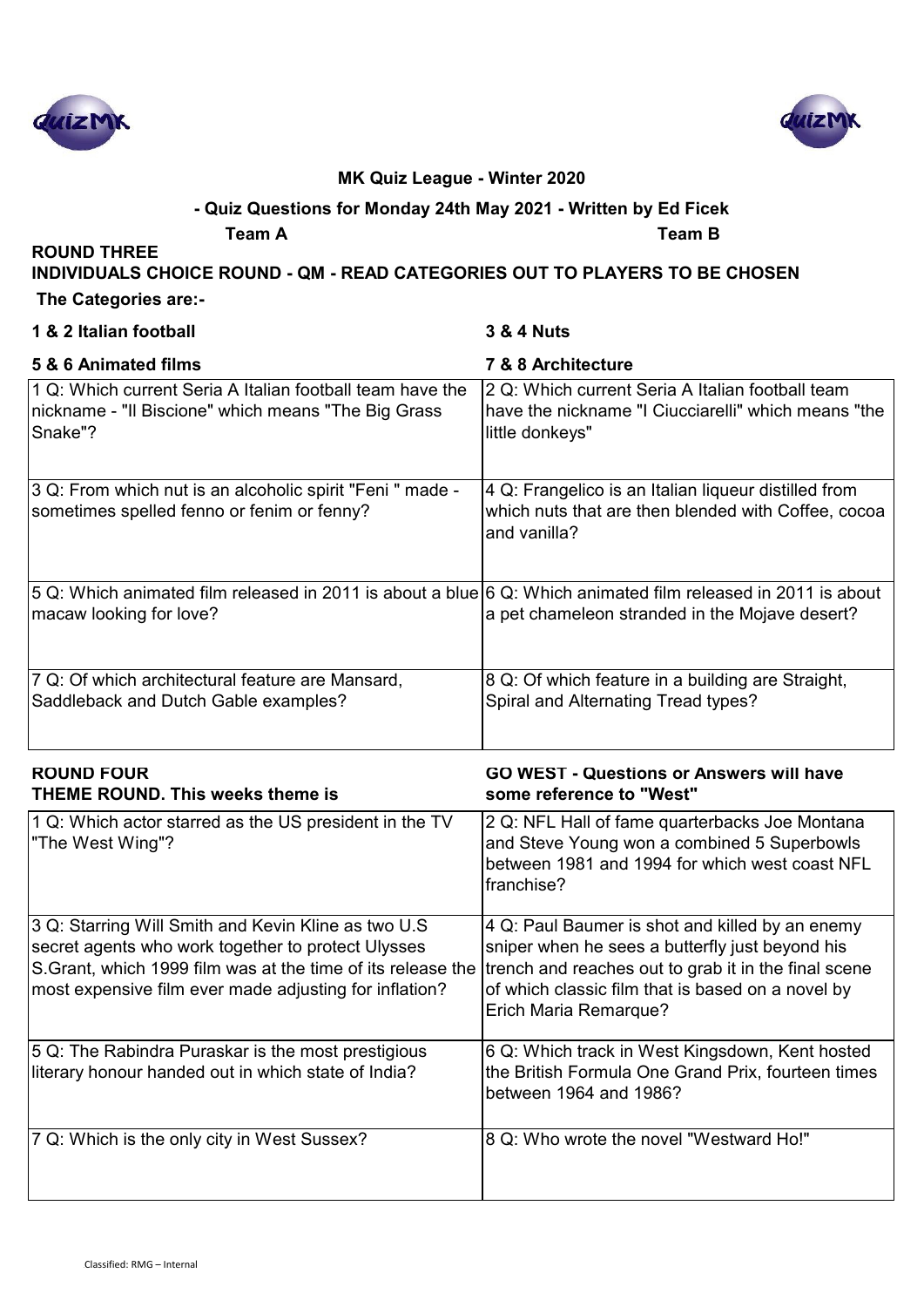**MK Quiz League - Winter 2020**

**- Quiz Questions for Monday 24th May 2021 - Written by Ed Ficek**

**Team A** **Team B**

## ROUND THREE

**INDIVIDUALS CHOICE ROUND - QM - READ CATEGORIES OUT TO PLAYERS TO BE CHOSEN**

**The Categories are:-**

**1 & 2 Italian football** **3 & 4 Nuts**

| **5 & 6 Animated films** | **7 & 8 Architecture** |
|---|---|
| 1 Q: Which current Seria A Italian football team have the nickname - "Il Biscione" which means "The Big Grass Snake"? | 2 Q: Which current Seria A Italian football team have the nickname "I Ciucciarelli" which means "the little donkeys" |
| 3 Q: From which nut is an alcoholic spirit "Feni " made - sometimes spelled fenno or fenim or fenny? | 4 Q: Frangelico is an Italian liqueur distilled from which nuts that are then blended with Coffee, cocoa and vanilla? |
| 5 Q: Which animated film released in 2011 is about a blue macaw looking for love? | 6 Q: Which animated film released in 2011 is about a pet chameleon stranded in the Mojave desert? |
| 7 Q: Of which architectural feature are Mansard, Saddleback and Dutch Gable examples? | 8 Q: Of which feature in a building are Straight, Spiral and Alternating Tread types? |

## ROUND FOUR

| **THEME ROUND. This weeks theme is** | **GO WEST - Questions or Answers will have some reference to "West"** |
|---|---|
| 1 Q: Which actor starred as the US president in the TV "The West Wing"? | 2 Q: NFL Hall of fame quarterbacks Joe Montana and Steve Young won a combined 5 Superbowls between 1981 and 1994 for which west coast NFL franchise? |
| 3 Q: Starring Will Smith and Kevin Kline as two U.S secret agents who work together to protect Ulysses S.Grant, which 1999 film was at the time of its release the most expensive film ever made adjusting for inflation? | 4 Q: Paul Baumer is shot and killed by an enemy sniper when he sees a butterfly just beyond his trench and reaches out to grab it in the final scene of which classic film that is based on a novel by Erich Maria Remarque? |
| 5 Q: The Rabindra Puraskar is the most prestigious literary honour handed out in which state of India? | 6 Q: Which track in West Kingsdown, Kent hosted the British Formula One Grand Prix, fourteen times between 1964 and 1986? |
| 7 Q: Which is the only city in West Sussex? | 8 Q: Who wrote the novel "Westward Ho!" |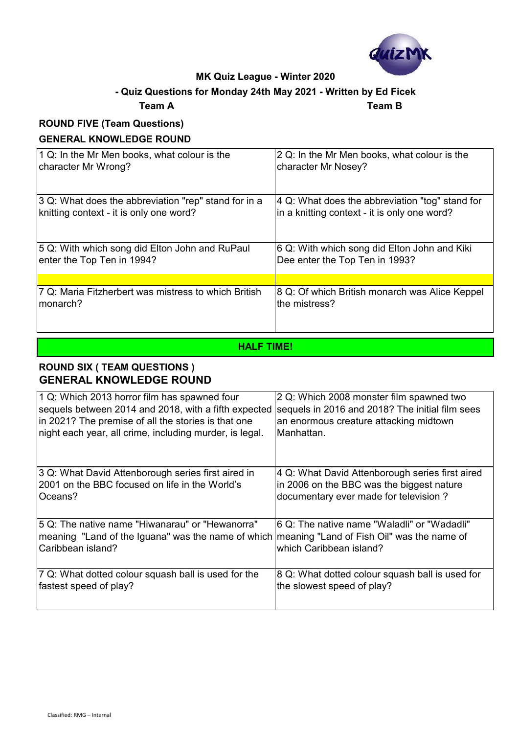**MK Quiz League - Winter 2020**

**- Quiz Questions for Monday 24th May 2021 - Written by Ed Ficek**

**Team A** **Team B**

## ROUND FIVE (Team Questions)

### GENERAL KNOWLEDGE ROUND

| Team A | Team B |
|---|---|
| 1 Q: In the Mr Men books, what colour is the character Mr Wrong? | 2 Q: In the Mr Men books, what colour is the character Mr Nosey? |
| 3 Q: What does the abbreviation "rep" stand for in a knitting context - it is only one word? | 4 Q: What does the abbreviation "tog" stand for in a knitting context - it is only one word? |
| 5 Q: With which song did Elton John and RuPaul enter the Top Ten in 1994? | 6 Q: With which song did Elton John and Kiki Dee enter the Top Ten in 1993? |
| | |
| 7 Q: Maria Fitzherbert was mistress to which British monarch? | 8 Q: Of which British monarch was Alice Keppel the mistress? |

**HALF TIME!**

## ROUND SIX ( TEAM QUESTIONS )

### GENERAL KNOWLEDGE ROUND

| Team A | Team B |
|---|---|
| 1 Q: Which 2013 horror film has spawned four sequels between 2014 and 2018, with a fifth expected in 2021? The premise of all the stories is that one night each year, all crime, including murder, is legal. | 2 Q: Which 2008 monster film spawned two sequels in 2016 and 2018? The initial film sees an enormous creature attacking midtown Manhattan. |
| 3 Q: What David Attenborough series first aired in 2001 on the BBC focused on life in the World's Oceans? | 4 Q: What David Attenborough series first aired in 2006 on the BBC was the biggest nature documentary ever made for television ? |
| 5 Q: The native name "Hiwanarau" or "Hewanorra" meaning "Land of the Iguana" was the name of which Caribbean island? | 6 Q: The native name "Waladli" or "Wadadli" meaning "Land of Fish Oil" was the name of which Caribbean island? |
| 7 Q: What dotted colour squash ball is used for the fastest speed of play? | 8 Q: What dotted colour squash ball is used for the slowest speed of play? |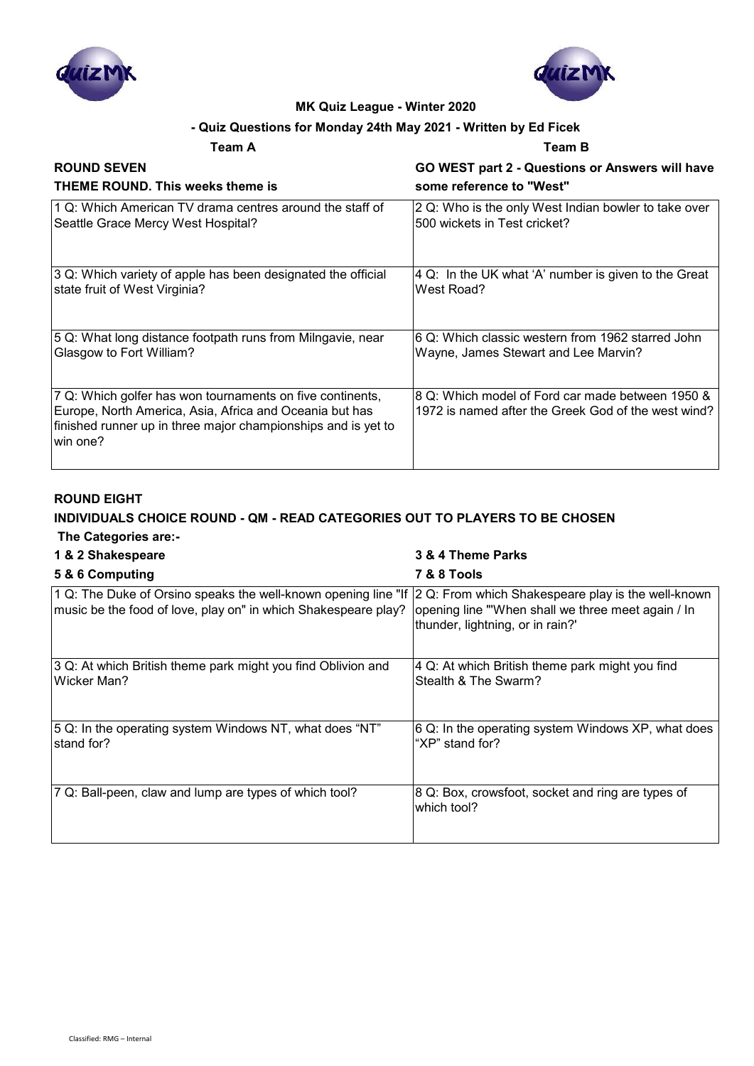**MK Quiz League - Winter 2020**

**- Quiz Questions for Monday 24th May 2021 - Written by Ed Ficek**

| **Team A** | **Team B** |
|---|---|
| **ROUND SEVEN** **THEME ROUND. This weeks theme is** | **GO WEST part 2 - Questions or Answers will have some reference to "West"** |
| 1 Q: Which American TV drama centres around the staff of Seattle Grace Mercy West Hospital? | 2 Q: Who is the only West Indian bowler to take over 500 wickets in Test cricket? |
| 3 Q: Which variety of apple has been designated the official state fruit of West Virginia? | 4 Q: In the UK what 'A' number is given to the Great West Road? |
| 5 Q: What long distance footpath runs from Milngavie, near Glasgow to Fort William? | 6 Q: Which classic western from 1962 starred John Wayne, James Stewart and Lee Marvin? |
| 7 Q: Which golfer has won tournaments on five continents, Europe, North America, Asia, Africa and Oceania but has finished runner up in three major championships and is yet to win one? | 8 Q: Which model of Ford car made between 1950 & 1972 is named after the Greek God of the west wind? |

**ROUND EIGHT**

**INDIVIDUALS CHOICE ROUND - QM - READ CATEGORIES OUT TO PLAYERS TO BE CHOSEN**

**The Categories are:-**

**1 & 2 Shakespeare** | **3 & 4 Theme Parks**

**5 & 6 Computing** | **7 & 8 Tools**

| | |
|---|---|
| 1 Q: The Duke of Orsino speaks the well-known opening line "If music be the food of love, play on" in which Shakespeare play? | 2 Q: From which Shakespeare play is the well-known opening line "'When shall we three meet again / In thunder, lightning, or in rain?' |
| 3 Q: At which British theme park might you find Oblivion and Wicker Man? | 4 Q: At which British theme park might you find Stealth & The Swarm? |
| 5 Q: In the operating system Windows NT, what does "NT" stand for? | 6 Q: In the operating system Windows XP, what does "XP" stand for? |
| 7 Q: Ball-peen, claw and lump are types of which tool? | 8 Q: Box, crowsfoot, socket and ring are types of which tool? |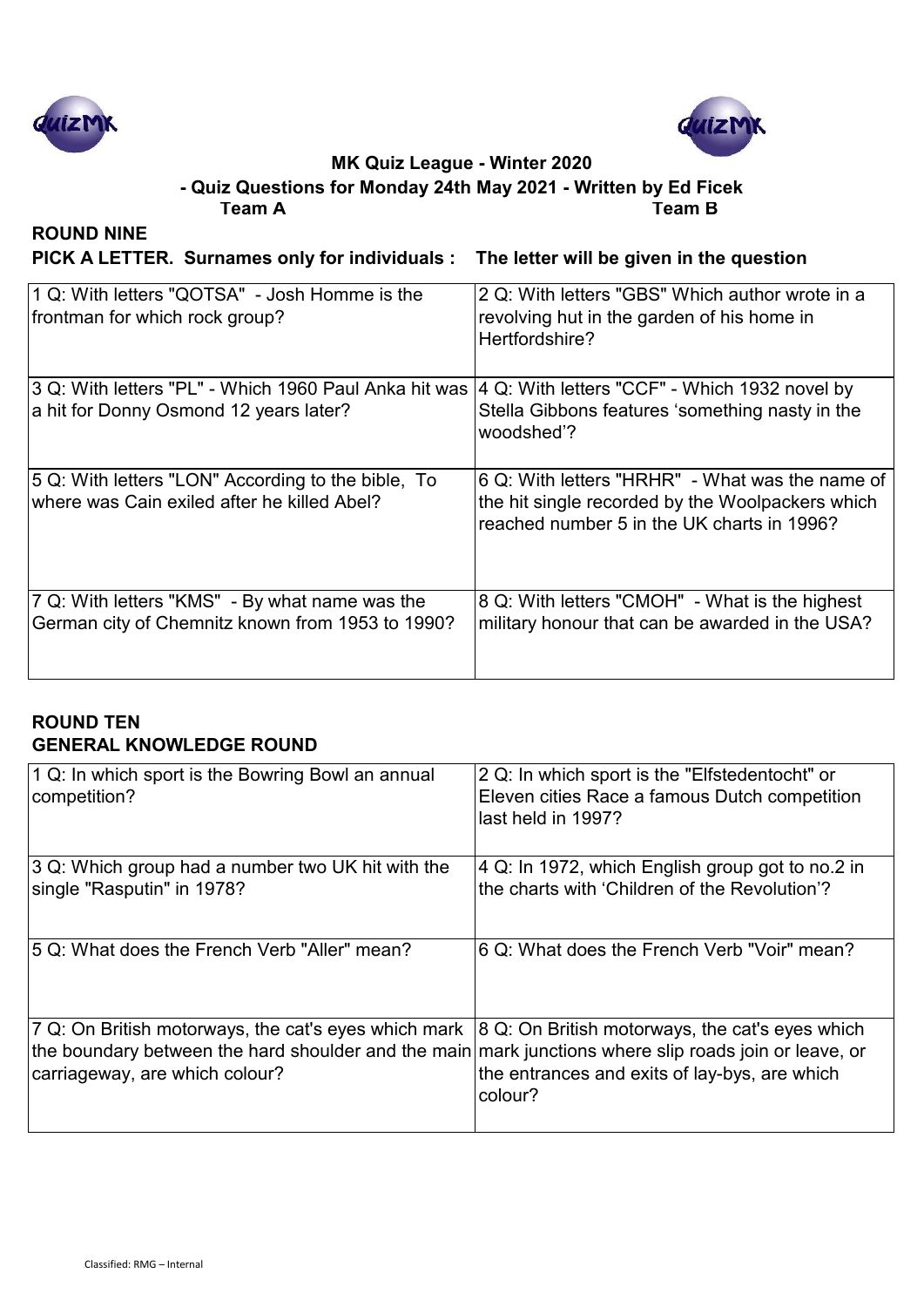**MK Quiz League - Winter 2020**

**- Quiz Questions for Monday 24th May 2021 - Written by Ed Ficek**

**Team A** **Team B**

## ROUND NINE

**PICK A LETTER. Surnames only for individuals : The letter will be given in the question**

| Team A | Team B |
|---|---|
| 1 Q: With letters "QOTSA" - Josh Homme is the frontman for which rock group? | 2 Q: With letters "GBS" Which author wrote in a revolving hut in the garden of his home in Hertfordshire? |
| 3 Q: With letters "PL" - Which 1960 Paul Anka hit was a hit for Donny Osmond 12 years later? | 4 Q: With letters "CCF" - Which 1932 novel by Stella Gibbons features 'something nasty in the woodshed'? |
| 5 Q: With letters "LON" According to the bible, To where was Cain exiled after he killed Abel? | 6 Q: With letters "HRHR" - What was the name of the hit single recorded by the Woolpackers which reached number 5 in the UK charts in 1996? |
| 7 Q: With letters "KMS" - By what name was the German city of Chemnitz known from 1953 to 1990? | 8 Q: With letters "CMOH" - What is the highest military honour that can be awarded in the USA? |

## ROUND TEN

**GENERAL KNOWLEDGE ROUND**

| Team A | Team B |
|---|---|
| 1 Q: In which sport is the Bowring Bowl an annual competition? | 2 Q: In which sport is the "Elfstedentocht" or Eleven cities Race a famous Dutch competition last held in 1997? |
| 3 Q: Which group had a number two UK hit with the single "Rasputin" in 1978? | 4 Q: In 1972, which English group got to no.2 in the charts with 'Children of the Revolution'? |
| 5 Q: What does the French Verb "Aller" mean? | 6 Q: What does the French Verb "Voir" mean? |
| 7 Q: On British motorways, the cat's eyes which mark the boundary between the hard shoulder and the main carriageway, are which colour? | 8 Q: On British motorways, the cat's eyes which mark junctions where slip roads join or leave, or the entrances and exits of lay-bys, are which colour? |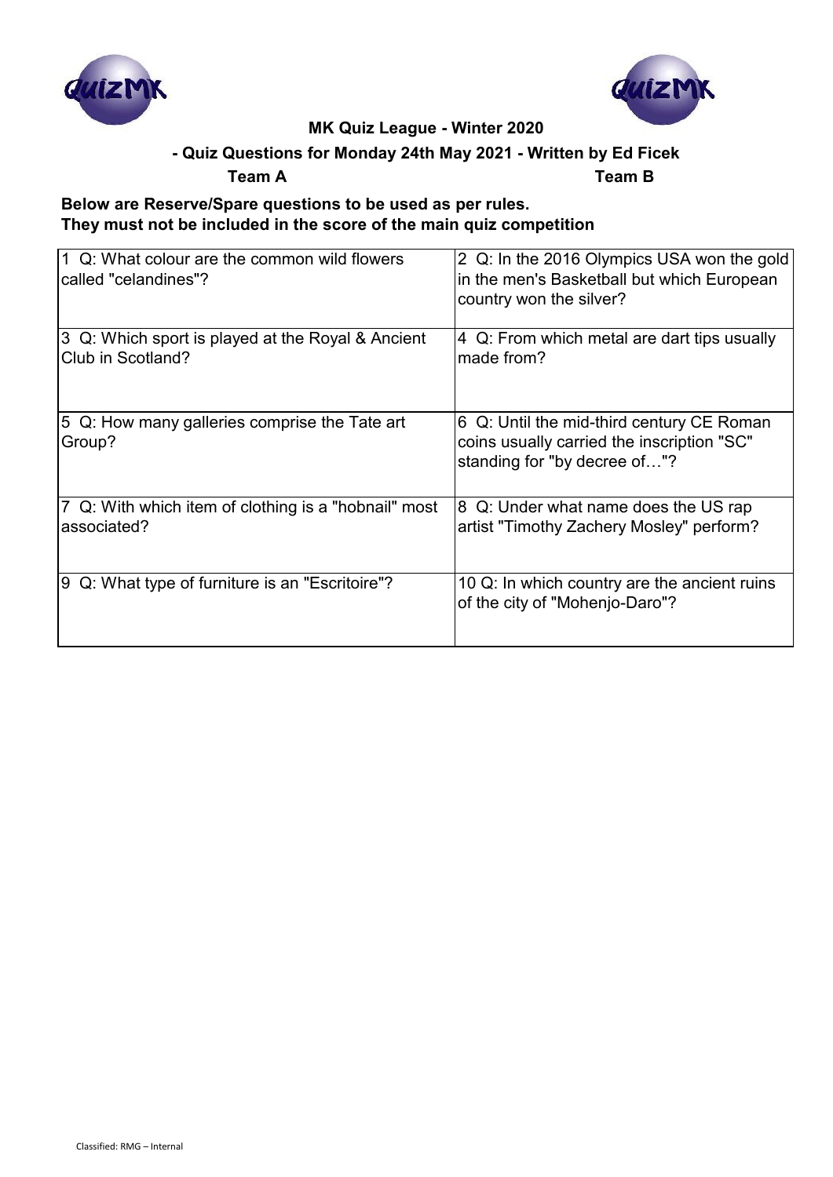**MK Quiz League - Winter 2020**

**- Quiz Questions for Monday 24th May 2021 - Written by Ed Ficek**

**Team A** **Team B**

**Below are Reserve/Spare questions to be used as per rules.**
**They must not be included in the score of the main quiz competition**

| | |
|---|---|
| 1 Q: What colour are the common wild flowers called "celandines"? | 2 Q: In the 2016 Olympics USA won the gold in the men's Basketball but which European country won the silver? |
| 3 Q: Which sport is played at the Royal & Ancient Club in Scotland? | 4 Q: From which metal are dart tips usually made from? |
| 5 Q: How many galleries comprise the Tate art Group? | 6 Q: Until the mid-third century CE Roman coins usually carried the inscription "SC" standing for "by decree of…"? |
| 7 Q: With which item of clothing is a "hobnail" most associated? | 8 Q: Under what name does the US rap artist "Timothy Zachery Mosley" perform? |
| 9 Q: What type of furniture is an "Escritoire"? | 10 Q: In which country are the ancient ruins of the city of "Mohenjo-Daro"? |

Classified: RMG – Internal